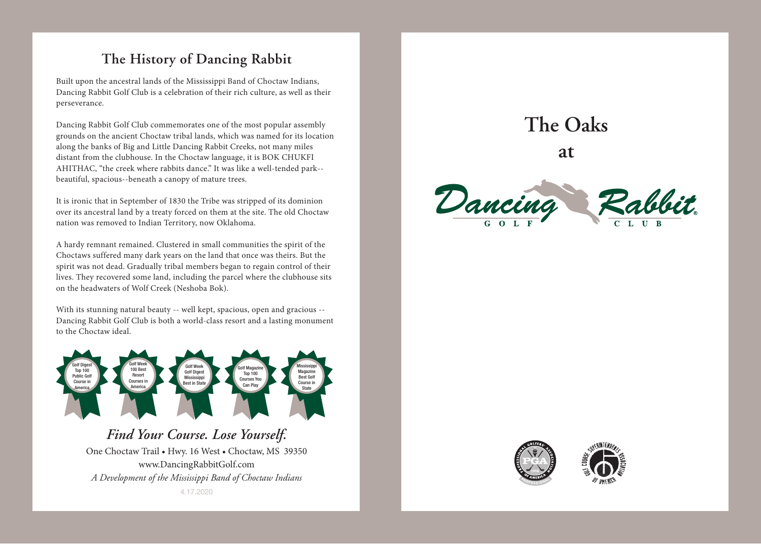## The History of Dancing Rabbit

Built upon the ancestral lands of the Mississippi Band of Choctaw Indians, Dancing Rabbit Golf Club is a celebration of their rich culture, as well as their perseverance.

Dancing Rabbit Golf Club commemorates one of the most popular assembly grounds on the ancient Choctaw tribal lands, which was named for its location along the banks of Big and Little Dancing Rabbit Creeks, not many miles distant from the clubhouse. In the Choctaw language, it is BOK CHUKFI AHITHAC, "the creek where rabbits dance." It was like a well-tended park--beautiful, spacious--beneath a canopy of mature trees.

It is ironic that in September of 1830 the Tribe was stripped of its dominion over its ancestral land by a treaty forced on them at the site. The old Choctaw nation was removed to Indian Territory, now Oklahoma.

A hardy remnant remained. Clustered in small communities the spirit of the Choctaws suffered many dark years on the land that once was theirs. But the spirit was not dead. Gradually tribal members began to regain control of their lives. They recovered some land, including the parcel where the clubhouse sits on the headwaters of Wolf Creek (Neshoba Bok).

With its stunning natural beauty -- well kept, spacious, open and gracious -- Dancing Rabbit Golf Club is both a world-class resort and a lasting monument to the Choctaw ideal.

- Golf Digest Top 100 Public Golf Course in America
- Golf Week 100 Best Resort Courses in America
- Golf Week Golf Digest Mississippi Best in State
- Golf Magazine Top 100 Courses You Can Play
- Mississippi Magazine Best Golf Course in State

***Find Your Course. Lose Yourself.***

One Choctaw Trail • Hwy. 16 West • Choctaw, MS 39350
www.DancingRabbitGolf.com
*A Development of the Mississippi Band of Choctaw Indians*

4.17.2020

# The Oaks

## at

**Dancing Rabbit®**
GOLF CLUB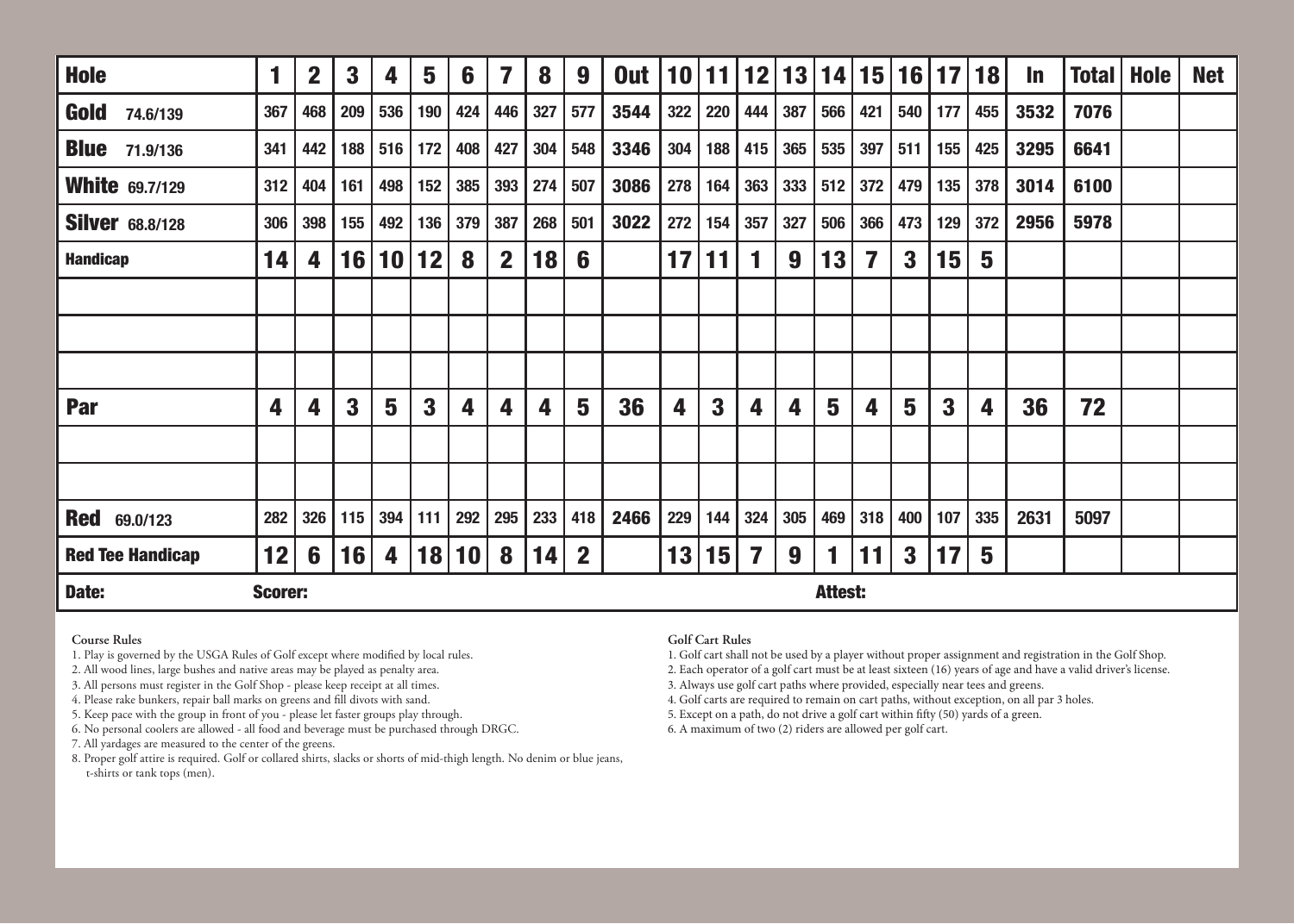| Hole | 1 | 2 | 3 | 4 | 5 | 6 | 7 | 8 | 9 | Out | 10 | 11 | 12 | 13 | 14 | 15 | 16 | 17 | 18 | In | Total | Hole | Net |
|---|---|---|---|---|---|---|---|---|---|---|---|---|---|---|---|---|---|---|---|---|---|---|---|
| **Gold** 74.6/139 | 367 | 468 | 209 | 536 | 190 | 424 | 446 | 327 | 577 | 3544 | 322 | 220 | 444 | 387 | 566 | 421 | 540 | 177 | 455 | 3532 | 7076 | | |
| **Blue** 71.9/136 | 341 | 442 | 188 | 516 | 172 | 408 | 427 | 304 | 548 | 3346 | 304 | 188 | 415 | 365 | 535 | 397 | 511 | 155 | 425 | 3295 | 6641 | | |
| **White** 69.7/129 | 312 | 404 | 161 | 498 | 152 | 385 | 393 | 274 | 507 | 3086 | 278 | 164 | 363 | 333 | 512 | 372 | 479 | 135 | 378 | 3014 | 6100 | | |
| **Silver** 68.8/128 | 306 | 398 | 155 | 492 | 136 | 379 | 387 | 268 | 501 | 3022 | 272 | 154 | 357 | 327 | 506 | 366 | 473 | 129 | 372 | 2956 | 5978 | | |
| **Handicap** | 14 | 4 | 16 | 10 | 12 | 8 | 2 | 18 | 6 | | 17 | 11 | 1 | 9 | 13 | 7 | 3 | 15 | 5 | | | | |
| | | | | | | | | | | | | | | | | | | | | | | | |
| | | | | | | | | | | | | | | | | | | | | | | | |
| | | | | | | | | | | | | | | | | | | | | | | | |
| **Par** | 4 | 4 | 3 | 5 | 3 | 4 | 4 | 4 | 5 | 36 | 4 | 3 | 4 | 4 | 5 | 4 | 5 | 3 | 4 | 36 | 72 | | |
| | | | | | | | | | | | | | | | | | | | | | | | |
| | | | | | | | | | | | | | | | | | | | | | | | |
| **Red** 69.0/123 | 282 | 326 | 115 | 394 | 111 | 292 | 295 | 233 | 418 | 2466 | 229 | 144 | 324 | 305 | 469 | 318 | 400 | 107 | 335 | 2631 | 5097 | | |
| **Red Tee Handicap** | 12 | 6 | 16 | 4 | 18 | 10 | 8 | 14 | 2 | | 13 | 15 | 7 | 9 | 1 | 11 | 3 | 17 | 5 | | | | |
| **Date:** | **Scorer:** | | | | | | | | | | | | | | **Attest:** | | | | | | | | |

**Course Rules**

1. Play is governed by the USGA Rules of Golf except where modified by local rules.
2. All wood lines, large bushes and native areas may be played as penalty area.
3. All persons must register in the Golf Shop - please keep receipt at all times.
4. Please rake bunkers, repair ball marks on greens and fill divots with sand.
5. Keep pace with the group in front of you - please let faster groups play through.
6. No personal coolers are allowed - all food and beverage must be purchased through DRGC.
7. All yardages are measured to the center of the greens.
8. Proper golf attire is required. Golf or collared shirts, slacks or shorts of mid-thigh length. No denim or blue jeans, t-shirts or tank tops (men).

**Golf Cart Rules**

1. Golf cart shall not be used by a player without proper assignment and registration in the Golf Shop.
2. Each operator of a golf cart must be at least sixteen (16) years of age and have a valid driver's license.
3. Always use golf cart paths where provided, especially near tees and greens.
4. Golf carts are required to remain on cart paths, without exception, on all par 3 holes.
5. Except on a path, do not drive a golf cart within fifty (50) yards of a green.
6. A maximum of two (2) riders are allowed per golf cart.